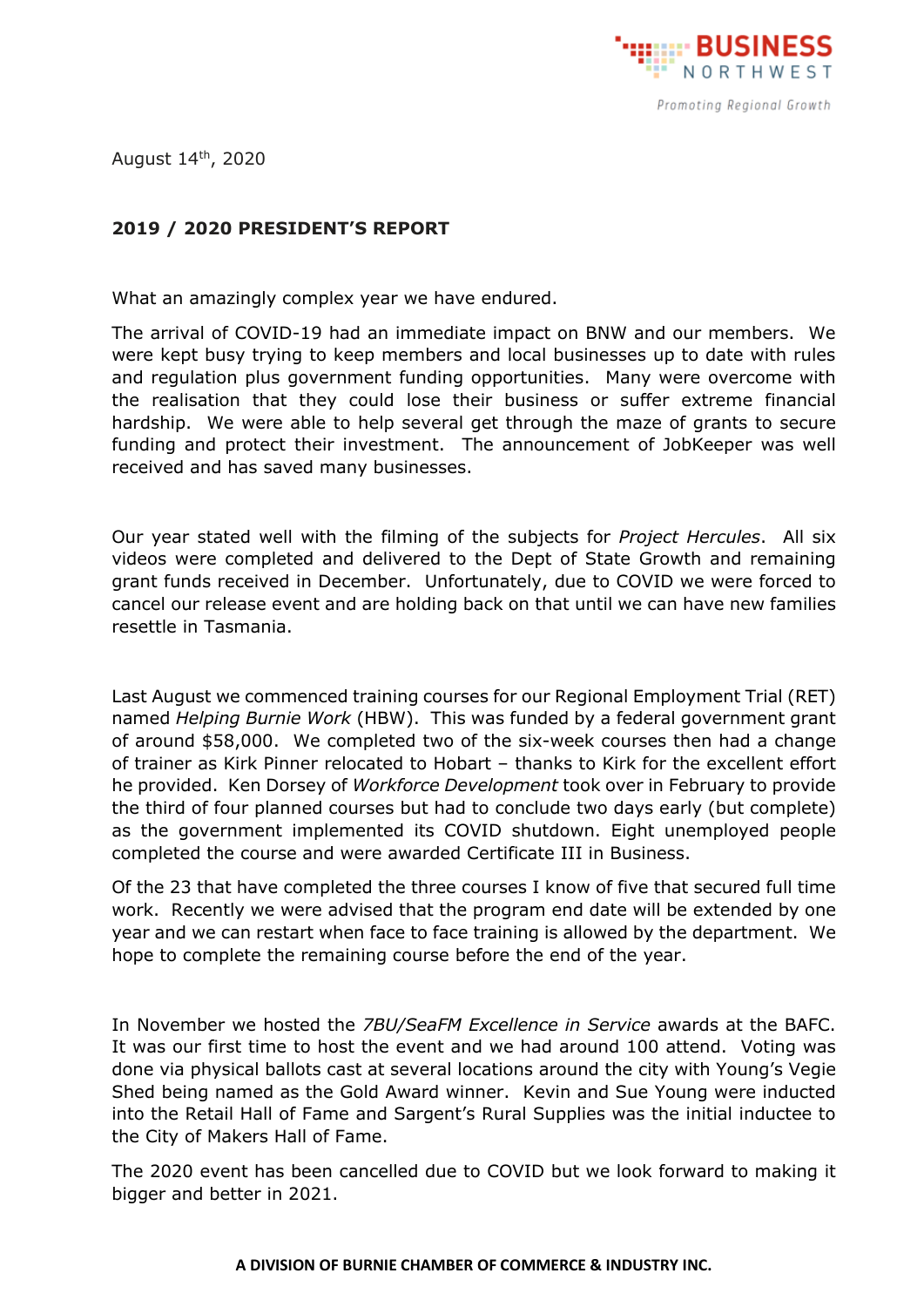August 14th, 2020

**2019 / 2020 PRESIDENT'S REPORT**

What an amazingly complex year we have endured.

The arrival of COVID-19 had an immediate impact on BNW and our members. We were kept busy trying to keep members and local businesses up to date with rules and regulation plus government funding opportunities. Many were overcome with the realisation that they could lose their business or suffer extreme financial hardship. We were able to help several get through the maze of grants to secure funding and protect their investment. The announcement of JobKeeper was well received and has saved many businesses.

Our year stated well with the filming of the subjects for *Project Hercules*. All six videos were completed and delivered to the Dept of State Growth and remaining grant funds received in December. Unfortunately, due to COVID we were forced to cancel our release event and are holding back on that until we can have new families resettle in Tasmania.

Last August we commenced training courses for our Regional Employment Trial (RET) named *Helping Burnie Work* (HBW). This was funded by a federal government grant of around $58,000. We completed two of the six-week courses then had a change of trainer as Kirk Pinner relocated to Hobart – thanks to Kirk for the excellent effort he provided. Ken Dorsey of *Workforce Development* took over in February to provide the third of four planned courses but had to conclude two days early (but complete) as the government implemented its COVID shutdown. Eight unemployed people completed the course and were awarded Certificate III in Business.

Of the 23 that have completed the three courses I know of five that secured full time work. Recently we were advised that the program end date will be extended by one year and we can restart when face to face training is allowed by the department. We hope to complete the remaining course before the end of the year.

In November we hosted the *7BU/SeaFM Excellence in Service* awards at the BAFC. It was our first time to host the event and we had around 100 attend. Voting was done via physical ballots cast at several locations around the city with Young's Vegie Shed being named as the Gold Award winner. Kevin and Sue Young were inducted into the Retail Hall of Fame and Sargent's Rural Supplies was the initial inductee to the City of Makers Hall of Fame.

The 2020 event has been cancelled due to COVID but we look forward to making it bigger and better in 2021.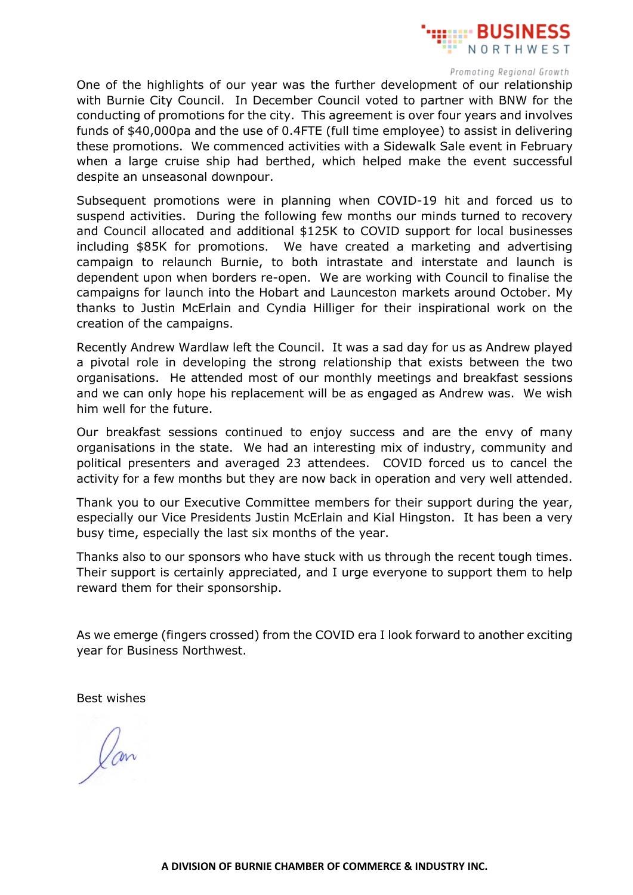One of the highlights of our year was the further development of our relationship with Burnie City Council. In December Council voted to partner with BNW for the conducting of promotions for the city. This agreement is over four years and involves funds of $40,000pa and the use of 0.4FTE (full time employee) to assist in delivering these promotions. We commenced activities with a Sidewalk Sale event in February when a large cruise ship had berthed, which helped make the event successful despite an unseasonal downpour.

Subsequent promotions were in planning when COVID-19 hit and forced us to suspend activities. During the following few months our minds turned to recovery and Council allocated and additional $125K to COVID support for local businesses including $85K for promotions. We have created a marketing and advertising campaign to relaunch Burnie, to both intrastate and interstate and launch is dependent upon when borders re-open. We are working with Council to finalise the campaigns for launch into the Hobart and Launceston markets around October. My thanks to Justin McErlain and Cyndia Hilliger for their inspirational work on the creation of the campaigns.

Recently Andrew Wardlaw left the Council. It was a sad day for us as Andrew played a pivotal role in developing the strong relationship that exists between the two organisations. He attended most of our monthly meetings and breakfast sessions and we can only hope his replacement will be as engaged as Andrew was. We wish him well for the future.

Our breakfast sessions continued to enjoy success and are the envy of many organisations in the state. We had an interesting mix of industry, community and political presenters and averaged 23 attendees. COVID forced us to cancel the activity for a few months but they are now back in operation and very well attended.

Thank you to our Executive Committee members for their support during the year, especially our Vice Presidents Justin McErlain and Kial Hingston. It has been a very busy time, especially the last six months of the year.

Thanks also to our sponsors who have stuck with us through the recent tough times. Their support is certainly appreciated, and I urge everyone to support them to help reward them for their sponsorship.

As we emerge (fingers crossed) from the COVID era I look forward to another exciting year for Business Northwest.

Best wishes

**A DIVISION OF BURNIE CHAMBER OF COMMERCE & INDUSTRY INC.**